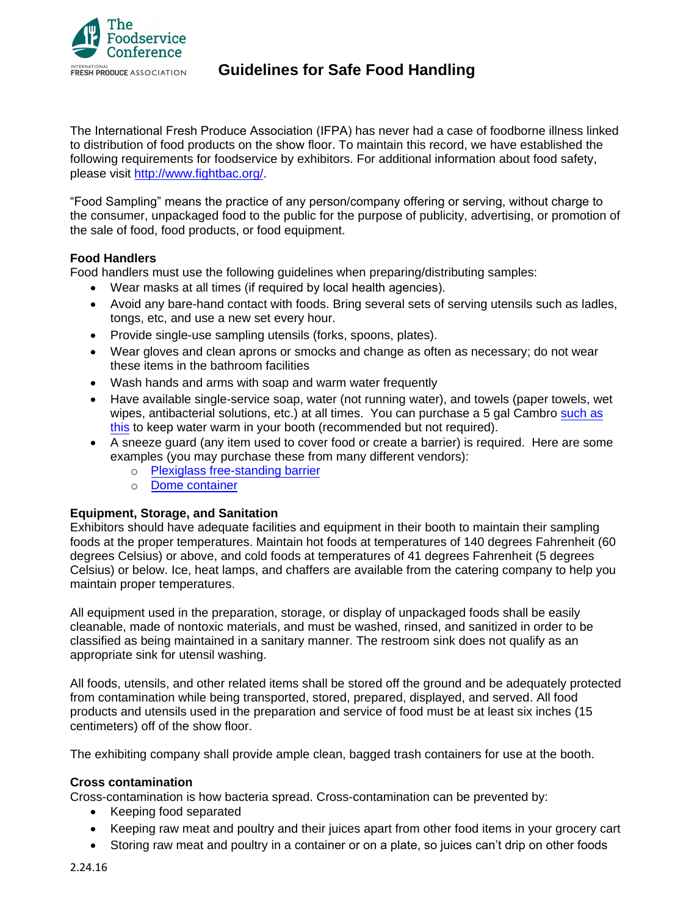# Guidelines for Safe Food Handling

The International Fresh Produce Association (IFPA) has never had a case of foodborne illness linked to distribution of food products on the show floor. To maintain this record, we have established the following requirements for foodservice by exhibitors. For additional information about food safety, please visit [http://www.fightbac.org/](http://www.fightbac.org/).

"Food Sampling" means the practice of any person/company offering or serving, without charge to the consumer, unpackaged food to the public for the purpose of publicity, advertising, or promotion of the sale of food, food products, or food equipment.

**Food Handlers**

Food handlers must use the following guidelines when preparing/distributing samples:

- Wear masks at all times (if required by local health agencies).
- Avoid any bare-hand contact with foods. Bring several sets of serving utensils such as ladles, tongs, etc, and use a new set every hour.
- Provide single-use sampling utensils (forks, spoons, plates).
- Wear gloves and clean aprons or smocks and change as often as necessary; do not wear these items in the bathroom facilities
- Wash hands and arms with soap and warm water frequently
- Have available single-service soap, water (not running water), and towels (paper towels, wet wipes, antibacterial solutions, etc.) at all times. You can purchase a 5 gal Cambro such as this to keep water warm in your booth (recommended but not required).
- A sneeze guard (any item used to cover food or create a barrier) is required. Here are some examples (you may purchase these from many different vendors):
  - Plexiglass free-standing barrier
  - Dome container

**Equipment, Storage, and Sanitation**

Exhibitors should have adequate facilities and equipment in their booth to maintain their sampling foods at the proper temperatures. Maintain hot foods at temperatures of 140 degrees Fahrenheit (60 degrees Celsius) or above, and cold foods at temperatures of 41 degrees Fahrenheit (5 degrees Celsius) or below. Ice, heat lamps, and chaffers are available from the catering company to help you maintain proper temperatures.

All equipment used in the preparation, storage, or display of unpackaged foods shall be easily cleanable, made of nontoxic materials, and must be washed, rinsed, and sanitized in order to be classified as being maintained in a sanitary manner. The restroom sink does not qualify as an appropriate sink for utensil washing.

All foods, utensils, and other related items shall be stored off the ground and be adequately protected from contamination while being transported, stored, prepared, displayed, and served. All food products and utensils used in the preparation and service of food must be at least six inches (15 centimeters) off of the show floor.

The exhibiting company shall provide ample clean, bagged trash containers for use at the booth.

**Cross contamination**

Cross-contamination is how bacteria spread. Cross-contamination can be prevented by:

- Keeping food separated
- Keeping raw meat and poultry and their juices apart from other food items in your grocery cart
- Storing raw meat and poultry in a container or on a plate, so juices can't drip on other foods

2.24.16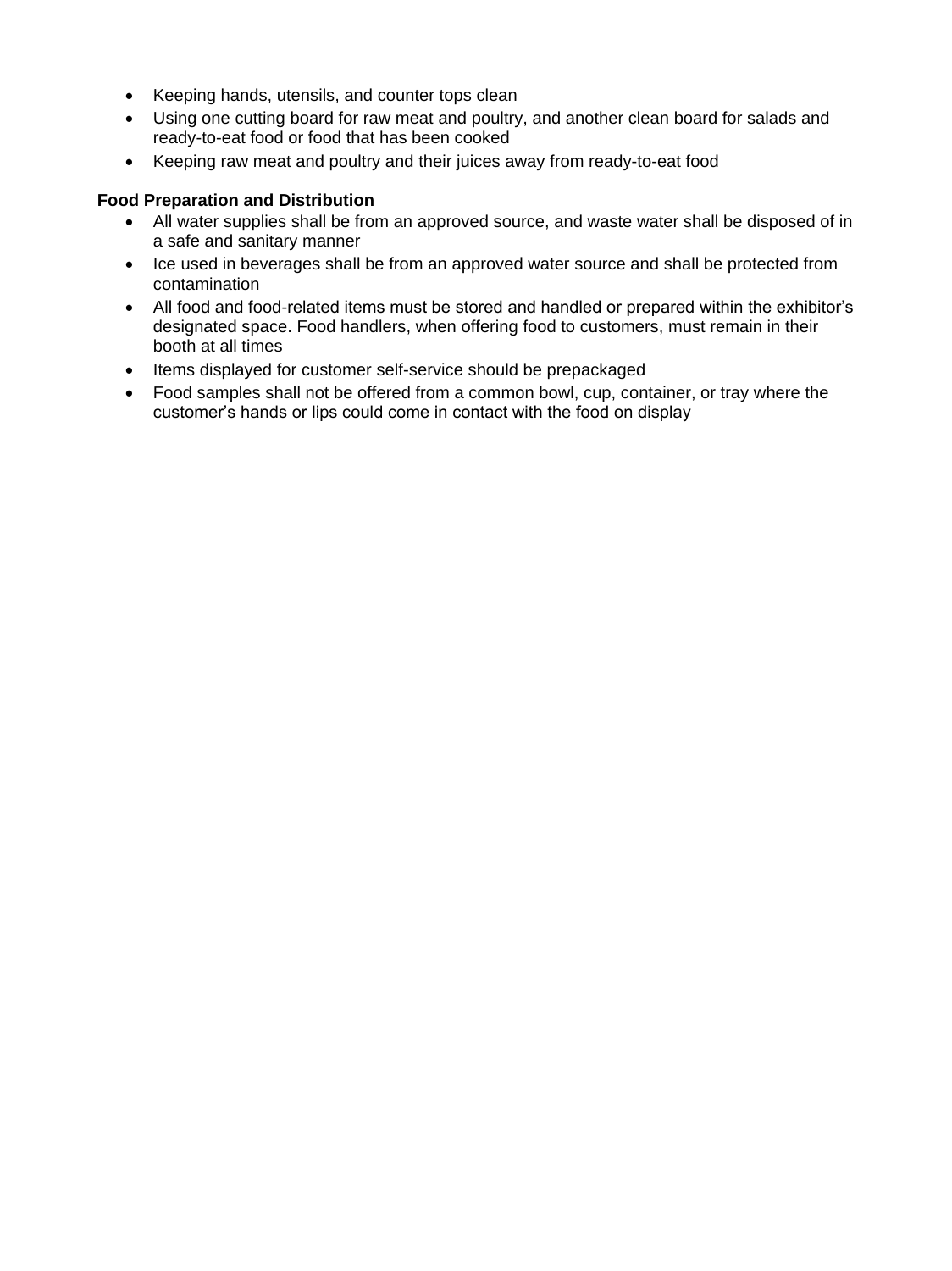- Keeping hands, utensils, and counter tops clean
- Using one cutting board for raw meat and poultry, and another clean board for salads and ready-to-eat food or food that has been cooked
- Keeping raw meat and poultry and their juices away from ready-to-eat food

**Food Preparation and Distribution**

- All water supplies shall be from an approved source, and waste water shall be disposed of in a safe and sanitary manner
- Ice used in beverages shall be from an approved water source and shall be protected from contamination
- All food and food-related items must be stored and handled or prepared within the exhibitor's designated space. Food handlers, when offering food to customers, must remain in their booth at all times
- Items displayed for customer self-service should be prepackaged
- Food samples shall not be offered from a common bowl, cup, container, or tray where the customer's hands or lips could come in contact with the food on display